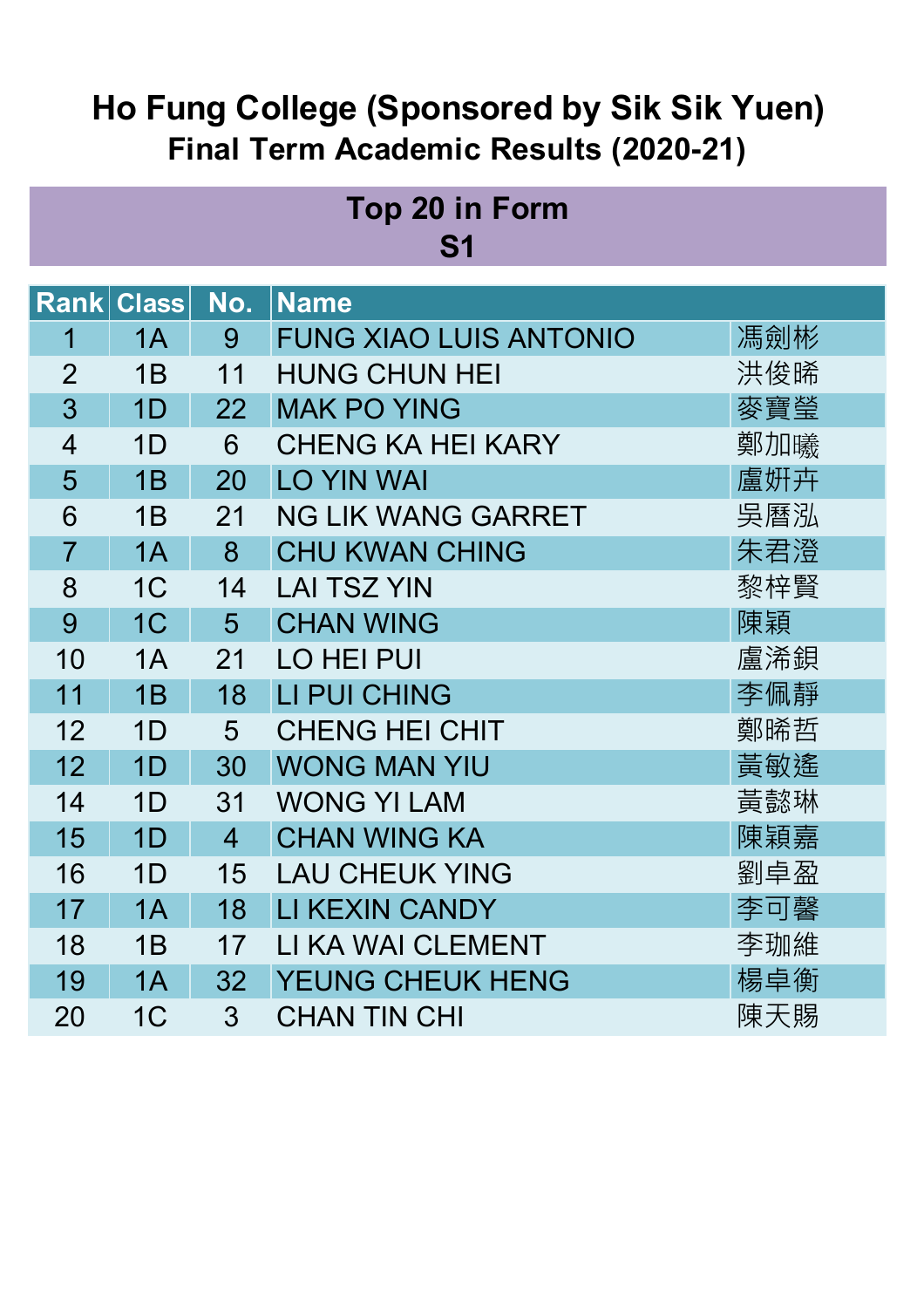# Ho Fung College (Sponsored by Sik Sik Yuen)
## Final Term Academic Results (2020-21)

### Top 20 in Form
### S1

| Rank | Class | No. | Name | |
|---|---|---|---|---|
| 1 | 1A | 9 | FUNG XIAO LUIS ANTONIO | 馮劍彬 |
| 2 | 1B | 11 | HUNG CHUN HEI | 洪俊晞 |
| 3 | 1D | 22 | MAK PO YING | 麥寶瑩 |
| 4 | 1D | 6 | CHENG KA HEI KARY | 鄭加曦 |
| 5 | 1B | 20 | LO YIN WAI | 盧妍卉 |
| 6 | 1B | 21 | NG LIK WANG GARRET | 吳曆泓 |
| 7 | 1A | 8 | CHU KWAN CHING | 朱君澄 |
| 8 | 1C | 14 | LAI TSZ YIN | 黎梓賢 |
| 9 | 1C | 5 | CHAN WING | 陳穎 |
| 10 | 1A | 21 | LO HEI PUI | 盧浠鋇 |
| 11 | 1B | 18 | LI PUI CHING | 李佩靜 |
| 12 | 1D | 5 | CHENG HEI CHIT | 鄭晞哲 |
| 12 | 1D | 30 | WONG MAN YIU | 黃敏遙 |
| 14 | 1D | 31 | WONG YI LAM | 黃懿琳 |
| 15 | 1D | 4 | CHAN WING KA | 陳穎嘉 |
| 16 | 1D | 15 | LAU CHEUK YING | 劉卓盈 |
| 17 | 1A | 18 | LI KEXIN CANDY | 李可馨 |
| 18 | 1B | 17 | LI KA WAI CLEMENT | 李珈維 |
| 19 | 1A | 32 | YEUNG CHEUK HENG | 楊卓衡 |
| 20 | 1C | 3 | CHAN TIN CHI | 陳天賜 |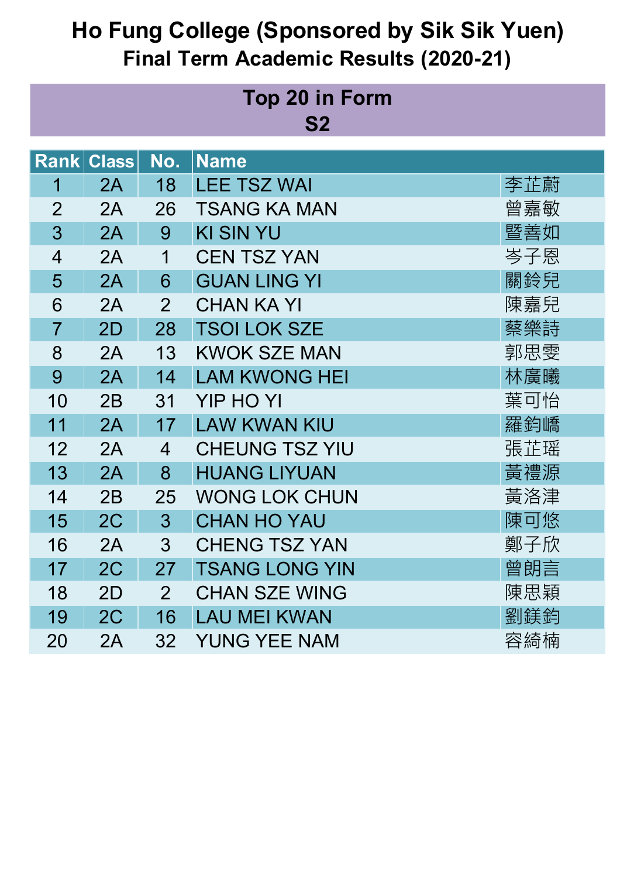# Ho Fung College (Sponsored by Sik Sik Yuen)
## Final Term Academic Results (2020-21)

### Top 20 in Form S2

| Rank | Class | No. | Name | |
|---|---|---|---|---|
| 1 | 2A | 18 | LEE TSZ WAI | 李芷蔚 |
| 2 | 2A | 26 | TSANG KA MAN | 曾嘉敏 |
| 3 | 2A | 9 | KI SIN YU | 暨善如 |
| 4 | 2A | 1 | CEN TSZ YAN | 岑子恩 |
| 5 | 2A | 6 | GUAN LING YI | 關鈴兒 |
| 6 | 2A | 2 | CHAN KA YI | 陳嘉兒 |
| 7 | 2D | 28 | TSOI LOK SZE | 蔡樂詩 |
| 8 | 2A | 13 | KWOK SZE MAN | 郭思雯 |
| 9 | 2A | 14 | LAM KWONG HEI | 林廣曦 |
| 10 | 2B | 31 | YIP HO YI | 葉可怡 |
| 11 | 2A | 17 | LAW KWAN KIU | 羅鈞嶠 |
| 12 | 2A | 4 | CHEUNG TSZ YIU | 張芷瑶 |
| 13 | 2A | 8 | HUANG LIYUAN | 黃禮源 |
| 14 | 2B | 25 | WONG LOK CHUN | 黃洛津 |
| 15 | 2C | 3 | CHAN HO YAU | 陳可悠 |
| 16 | 2A | 3 | CHENG TSZ YAN | 鄭子欣 |
| 17 | 2C | 27 | TSANG LONG YIN | 曾朗言 |
| 18 | 2D | 2 | CHAN SZE WING | 陳思穎 |
| 19 | 2C | 16 | LAU MEI KWAN | 劉鎂鈞 |
| 20 | 2A | 32 | YUNG YEE NAM | 容綺楠 |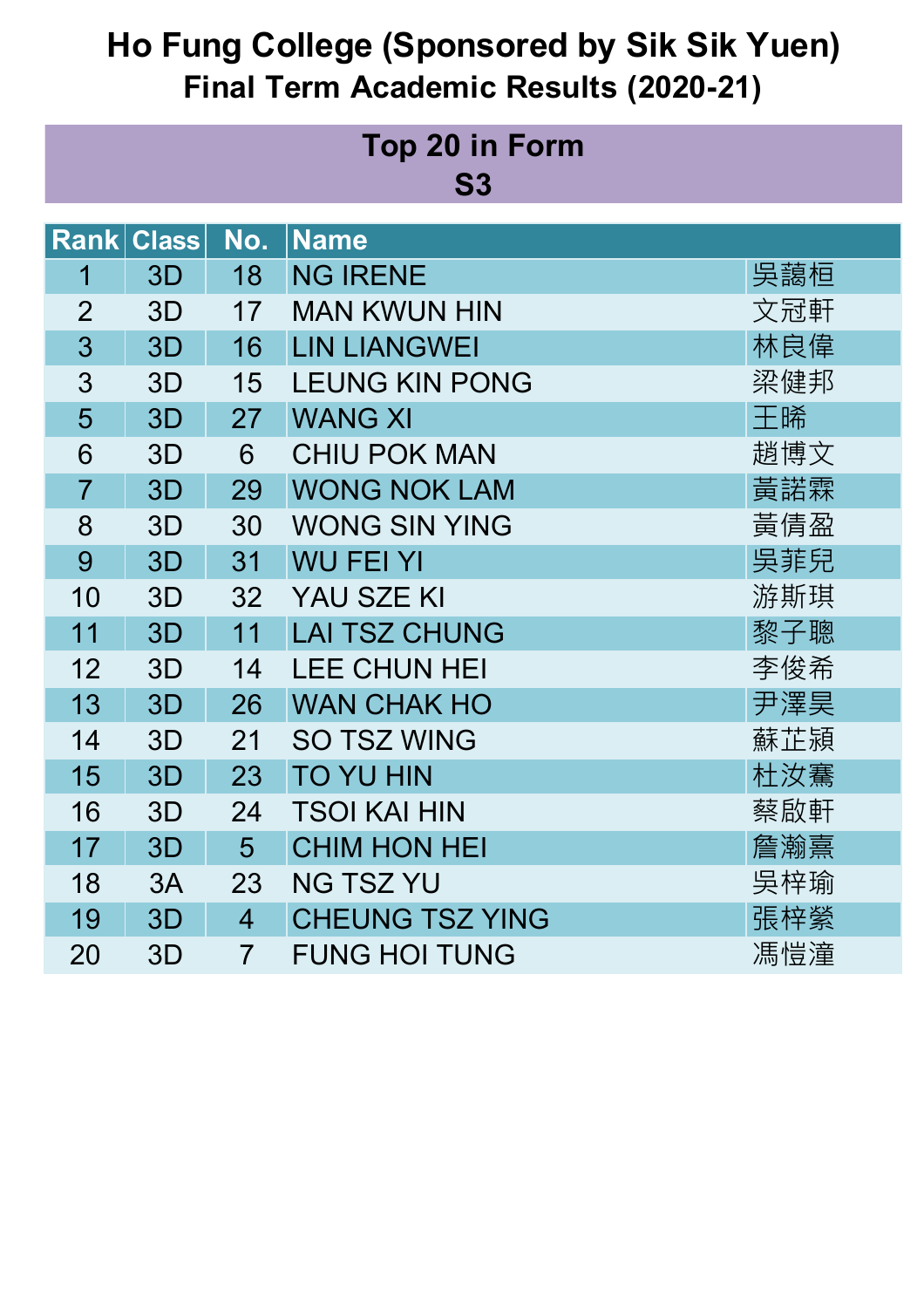# Ho Fung College (Sponsored by Sik Sik Yuen)

## Final Term Academic Results (2020-21)

### Top 20 in Form
### S3

| Rank | Class | No. | Name | |
|---|---|---|---|---|
| 1 | 3D | 18 | NG IRENE | 吳藹桓 |
| 2 | 3D | 17 | MAN KWUN HIN | 文冠軒 |
| 3 | 3D | 16 | LIN LIANGWEI | 林良偉 |
| 3 | 3D | 15 | LEUNG KIN PONG | 梁健邦 |
| 5 | 3D | 27 | WANG XI | 王晞 |
| 6 | 3D | 6 | CHIU POK MAN | 趙博文 |
| 7 | 3D | 29 | WONG NOK LAM | 黃諾霖 |
| 8 | 3D | 30 | WONG SIN YING | 黃倩盈 |
| 9 | 3D | 31 | WU FEI YI | 吳菲兒 |
| 10 | 3D | 32 | YAU SZE KI | 游斯琪 |
| 11 | 3D | 11 | LAI TSZ CHUNG | 黎子聰 |
| 12 | 3D | 14 | LEE CHUN HEI | 李俊希 |
| 13 | 3D | 26 | WAN CHAK HO | 尹澤昊 |
| 14 | 3D | 21 | SO TSZ WING | 蘇芷潁 |
| 15 | 3D | 23 | TO YU HIN | 杜汝騫 |
| 16 | 3D | 24 | TSOI KAI HIN | 蔡啟軒 |
| 17 | 3D | 5 | CHIM HON HEI | 詹瀚熹 |
| 18 | 3A | 23 | NG TSZ YU | 吳梓瑜 |
| 19 | 3D | 4 | CHEUNG TSZ YING | 張梓縈 |
| 20 | 3D | 7 | FUNG HOI TUNG | 馮愷潼 |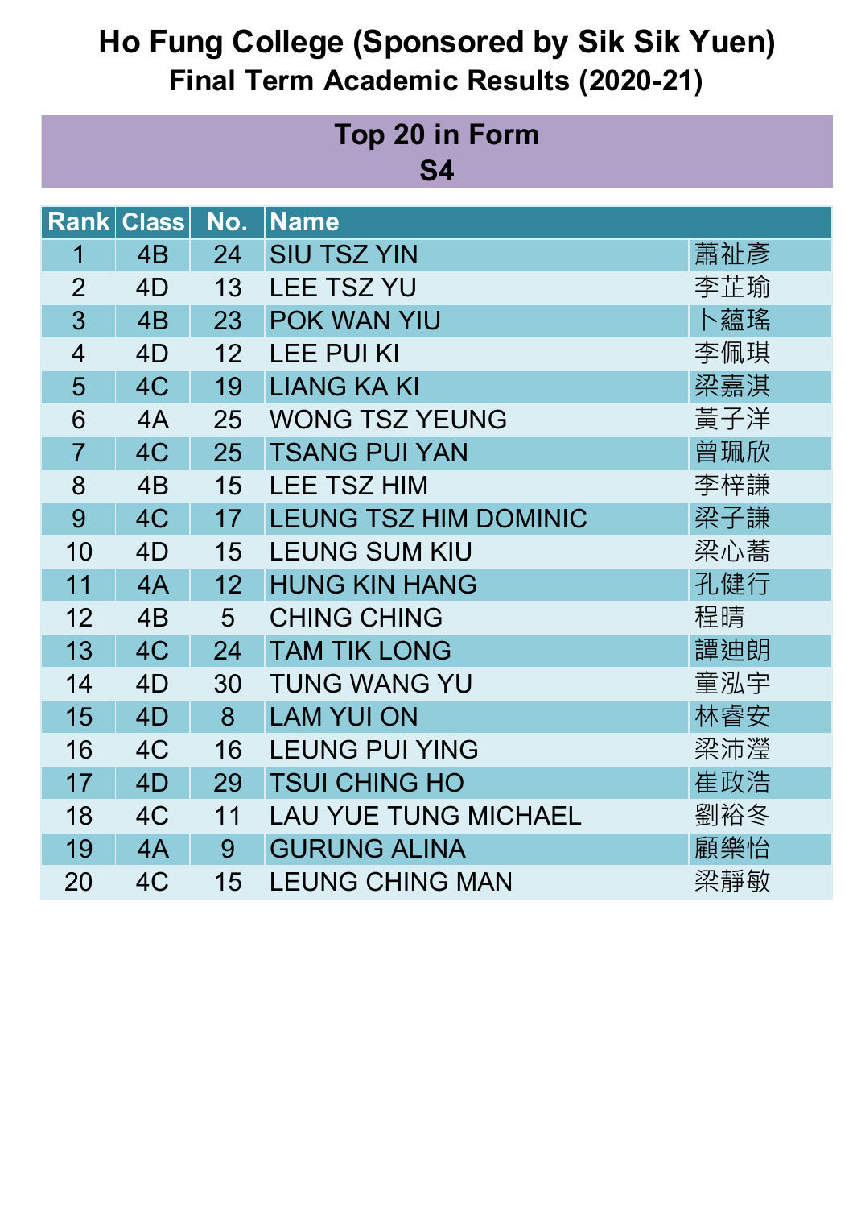# Ho Fung College (Sponsored by Sik Sik Yuen)

## Final Term Academic Results (2020-21)

### Top 20 in Form
### S4

| Rank | Class | No. | Name | |
|---|---|---|---|---|
| 1 | 4B | 24 | SIU TSZ YIN | 蕭祉彥 |
| 2 | 4D | 13 | LEE TSZ YU | 李芷瑜 |
| 3 | 4B | 23 | POK WAN YIU | 卜蘊瑤 |
| 4 | 4D | 12 | LEE PUI KI | 李佩琪 |
| 5 | 4C | 19 | LIANG KA KI | 梁嘉淇 |
| 6 | 4A | 25 | WONG TSZ YEUNG | 黃子洋 |
| 7 | 4C | 25 | TSANG PUI YAN | 曾珮欣 |
| 8 | 4B | 15 | LEE TSZ HIM | 李梓謙 |
| 9 | 4C | 17 | LEUNG TSZ HIM DOMINIC | 梁子謙 |
| 10 | 4D | 15 | LEUNG SUM KIU | 梁心蕎 |
| 11 | 4A | 12 | HUNG KIN HANG | 孔健行 |
| 12 | 4B | 5 | CHING CHING | 程晴 |
| 13 | 4C | 24 | TAM TIK LONG | 譚迪朗 |
| 14 | 4D | 30 | TUNG WANG YU | 童泓宇 |
| 15 | 4D | 8 | LAM YUI ON | 林睿安 |
| 16 | 4C | 16 | LEUNG PUI YING | 梁沛瀅 |
| 17 | 4D | 29 | TSUI CHING HO | 崔政浩 |
| 18 | 4C | 11 | LAU YUE TUNG MICHAEL | 劉裕冬 |
| 19 | 4A | 9 | GURUNG ALINA | 顧樂怡 |
| 20 | 4C | 15 | LEUNG CHING MAN | 梁靜敏 |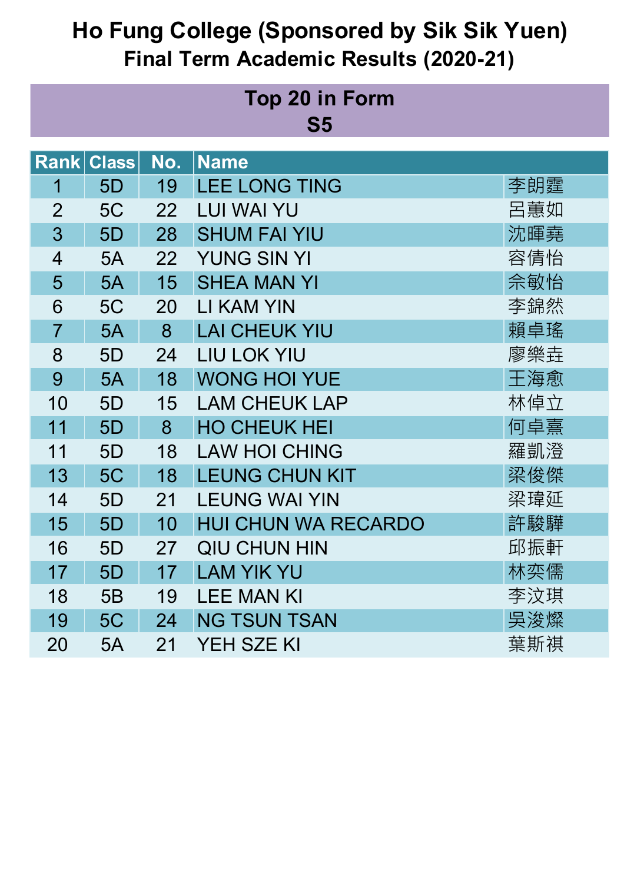# Ho Fung College (Sponsored by Sik Sik Yuen)
## Final Term Academic Results (2020-21)

### Top 20 in Form
### S5

| Rank | Class | No. | Name | |
|---|---|---|---|---|
| 1 | 5D | 19 | LEE LONG TING | 李朗霆 |
| 2 | 5C | 22 | LUI WAI YU | 呂蕙如 |
| 3 | 5D | 28 | SHUM FAI YIU | 沈暉堯 |
| 4 | 5A | 22 | YUNG SIN YI | 容倩怡 |
| 5 | 5A | 15 | SHEA MAN YI | 佘敏怡 |
| 6 | 5C | 20 | LI KAM YIN | 李錦然 |
| 7 | 5A | 8 | LAI CHEUK YIU | 賴卓瑤 |
| 8 | 5D | 24 | LIU LOK YIU | 廖樂垚 |
| 9 | 5A | 18 | WONG HOI YUE | 王海愈 |
| 10 | 5D | 15 | LAM CHEUK LAP | 林倬立 |
| 11 | 5D | 8 | HO CHEUK HEI | 何卓熹 |
| 11 | 5D | 18 | LAW HOI CHING | 羅凱澄 |
| 13 | 5C | 18 | LEUNG CHUN KIT | 梁俊傑 |
| 14 | 5D | 21 | LEUNG WAI YIN | 梁瑋延 |
| 15 | 5D | 10 | HUI CHUN WA RECARDO | 許駿驊 |
| 16 | 5D | 27 | QIU CHUN HIN | 邱振軒 |
| 17 | 5D | 17 | LAM YIK YU | 林奕儒 |
| 18 | 5B | 19 | LEE MAN KI | 李汶琪 |
| 19 | 5C | 24 | NG TSUN TSAN | 吳浚燦 |
| 20 | 5A | 21 | YEH SZE KI | 葉斯祺 |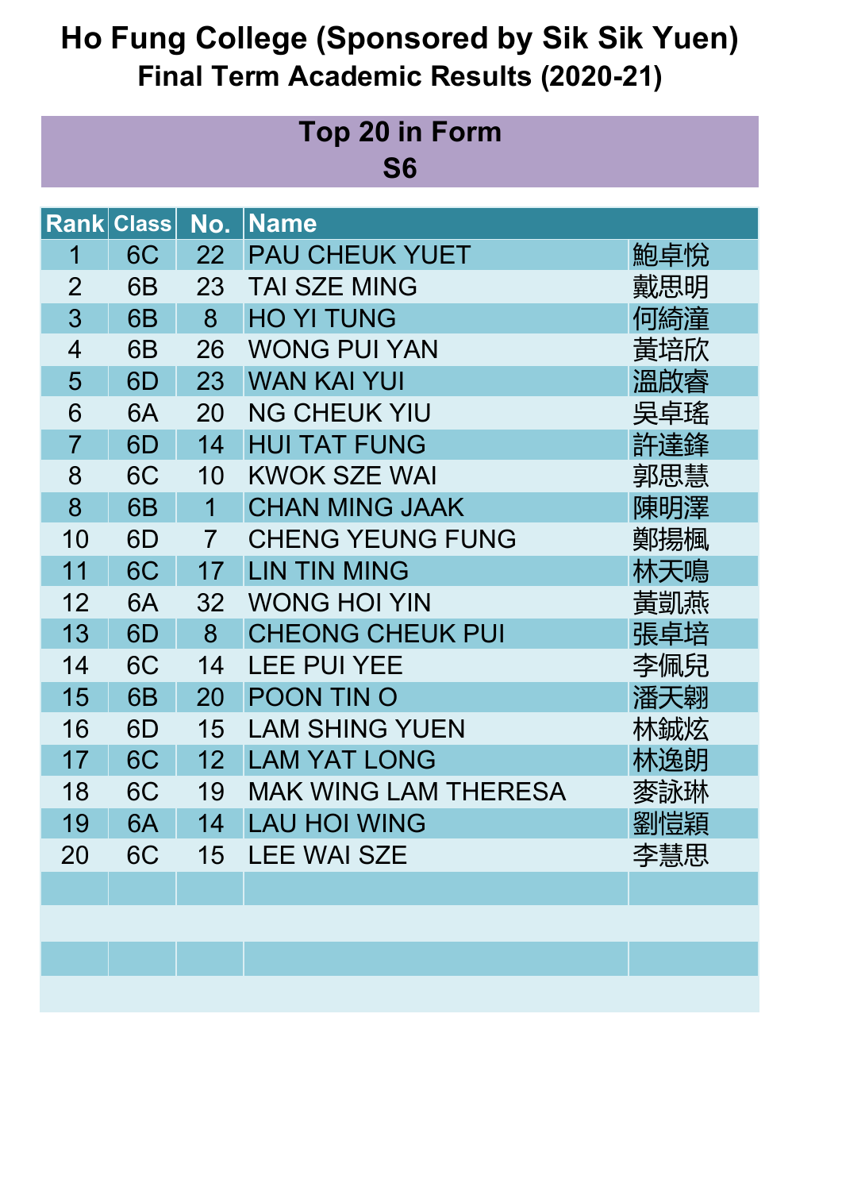# Ho Fung College (Sponsored by Sik Sik Yuen)
## Final Term Academic Results (2020-21)

### Top 20 in Form S6

| Rank | Class | No. | Name | |
|---|---|---|---|---|
| 1 | 6C | 22 | PAU CHEUK YUET | 鮑卓悅 |
| 2 | 6B | 23 | TAI SZE MING | 戴思明 |
| 3 | 6B | 8 | HO YI TUNG | 何綺潼 |
| 4 | 6B | 26 | WONG PUI YAN | 黃培欣 |
| 5 | 6D | 23 | WAN KAI YUI | 溫啟睿 |
| 6 | 6A | 20 | NG CHEUK YIU | 吳卓瑤 |
| 7 | 6D | 14 | HUI TAT FUNG | 許達鋒 |
| 8 | 6C | 10 | KWOK SZE WAI | 郭思慧 |
| 8 | 6B | 1 | CHAN MING JAAK | 陳明澤 |
| 10 | 6D | 7 | CHENG YEUNG FUNG | 鄭揚楓 |
| 11 | 6C | 17 | LIN TIN MING | 林天鳴 |
| 12 | 6A | 32 | WONG HOI YIN | 黃凱燕 |
| 13 | 6D | 8 | CHEONG CHEUK PUI | 張卓培 |
| 14 | 6C | 14 | LEE PUI YEE | 李佩兒 |
| 15 | 6B | 20 | POON TIN O | 潘天翺 |
| 16 | 6D | 15 | LAM SHING YUEN | 林鋮炫 |
| 17 | 6C | 12 | LAM YAT LONG | 林逸朗 |
| 18 | 6C | 19 | MAK WING LAM THERESA | 麥詠琳 |
| 19 | 6A | 14 | LAU HOI WING | 劉愷穎 |
| 20 | 6C | 15 | LEE WAI SZE | 李慧思 |